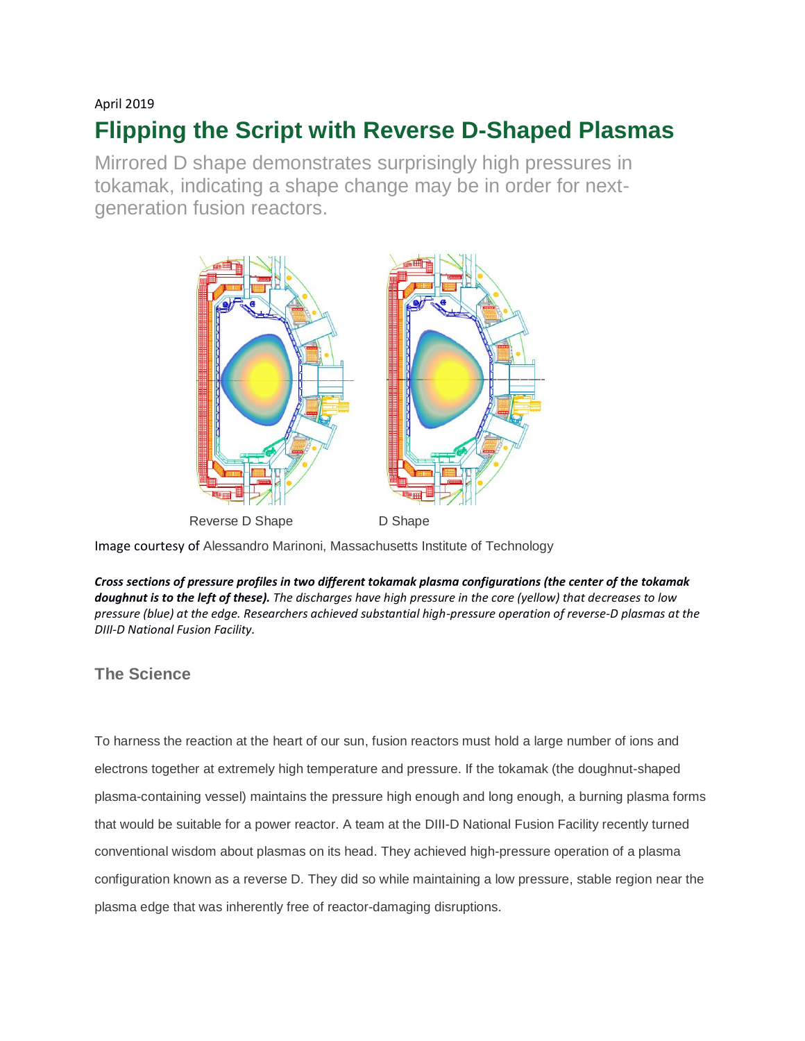April 2019

# Flipping the Script with Reverse D-Shaped Plasmas

Mirrored D shape demonstrates surprisingly high pressures in tokamak, indicating a shape change may be in order for next-generation fusion reactors.

Reverse D Shape D Shape

Image courtesy of Alessandro Marinoni, Massachusetts Institute of Technology

***Cross sections of pressure profiles in two different tokamak plasma configurations (the center of the tokamak doughnut is to the left of these).*** *The discharges have high pressure in the core (yellow) that decreases to low pressure (blue) at the edge. Researchers achieved substantial high-pressure operation of reverse-D plasmas at the DIII-D National Fusion Facility.*

## The Science

To harness the reaction at the heart of our sun, fusion reactors must hold a large number of ions and electrons together at extremely high temperature and pressure. If the tokamak (the doughnut-shaped plasma-containing vessel) maintains the pressure high enough and long enough, a burning plasma forms that would be suitable for a power reactor. A team at the DIII-D National Fusion Facility recently turned conventional wisdom about plasmas on its head. They achieved high-pressure operation of a plasma configuration known as a reverse D. They did so while maintaining a low pressure, stable region near the plasma edge that was inherently free of reactor-damaging disruptions.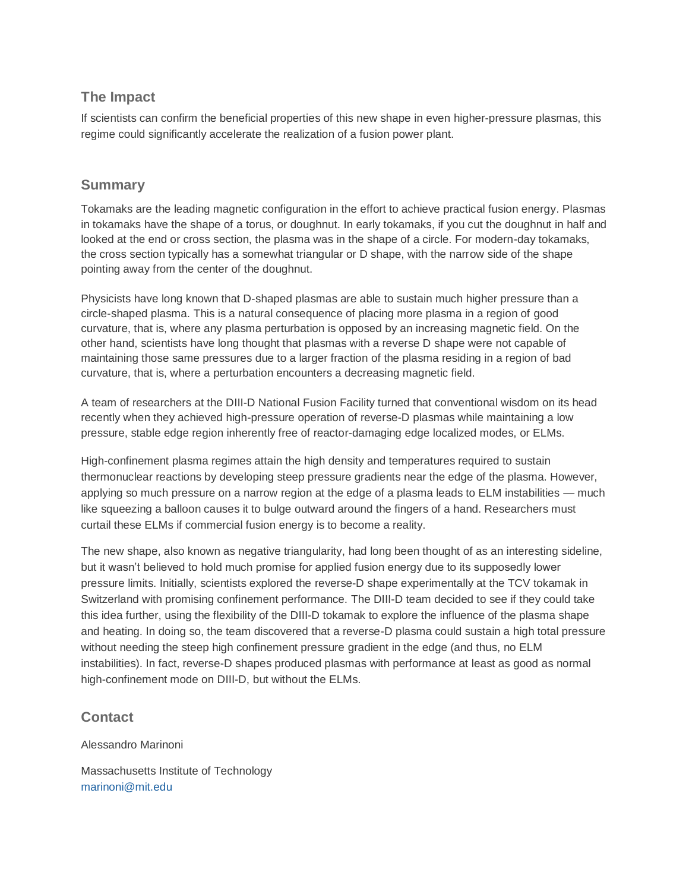## The Impact

If scientists can confirm the beneficial properties of this new shape in even higher-pressure plasmas, this regime could significantly accelerate the realization of a fusion power plant.

## Summary

Tokamaks are the leading magnetic configuration in the effort to achieve practical fusion energy. Plasmas in tokamaks have the shape of a torus, or doughnut. In early tokamaks, if you cut the doughnut in half and looked at the end or cross section, the plasma was in the shape of a circle. For modern-day tokamaks, the cross section typically has a somewhat triangular or D shape, with the narrow side of the shape pointing away from the center of the doughnut.

Physicists have long known that D-shaped plasmas are able to sustain much higher pressure than a circle-shaped plasma. This is a natural consequence of placing more plasma in a region of good curvature, that is, where any plasma perturbation is opposed by an increasing magnetic field. On the other hand, scientists have long thought that plasmas with a reverse D shape were not capable of maintaining those same pressures due to a larger fraction of the plasma residing in a region of bad curvature, that is, where a perturbation encounters a decreasing magnetic field.

A team of researchers at the DIII-D National Fusion Facility turned that conventional wisdom on its head recently when they achieved high-pressure operation of reverse-D plasmas while maintaining a low pressure, stable edge region inherently free of reactor-damaging edge localized modes, or ELMs.

High-confinement plasma regimes attain the high density and temperatures required to sustain thermonuclear reactions by developing steep pressure gradients near the edge of the plasma. However, applying so much pressure on a narrow region at the edge of a plasma leads to ELM instabilities — much like squeezing a balloon causes it to bulge outward around the fingers of a hand. Researchers must curtail these ELMs if commercial fusion energy is to become a reality.

The new shape, also known as negative triangularity, had long been thought of as an interesting sideline, but it wasn't believed to hold much promise for applied fusion energy due to its supposedly lower pressure limits. Initially, scientists explored the reverse-D shape experimentally at the TCV tokamak in Switzerland with promising confinement performance. The DIII-D team decided to see if they could take this idea further, using the flexibility of the DIII-D tokamak to explore the influence of the plasma shape and heating. In doing so, the team discovered that a reverse-D plasma could sustain a high total pressure without needing the steep high confinement pressure gradient in the edge (and thus, no ELM instabilities). In fact, reverse-D shapes produced plasmas with performance at least as good as normal high-confinement mode on DIII-D, but without the ELMs.

## Contact

Alessandro Marinoni

Massachusetts Institute of Technology
marinoni@mit.edu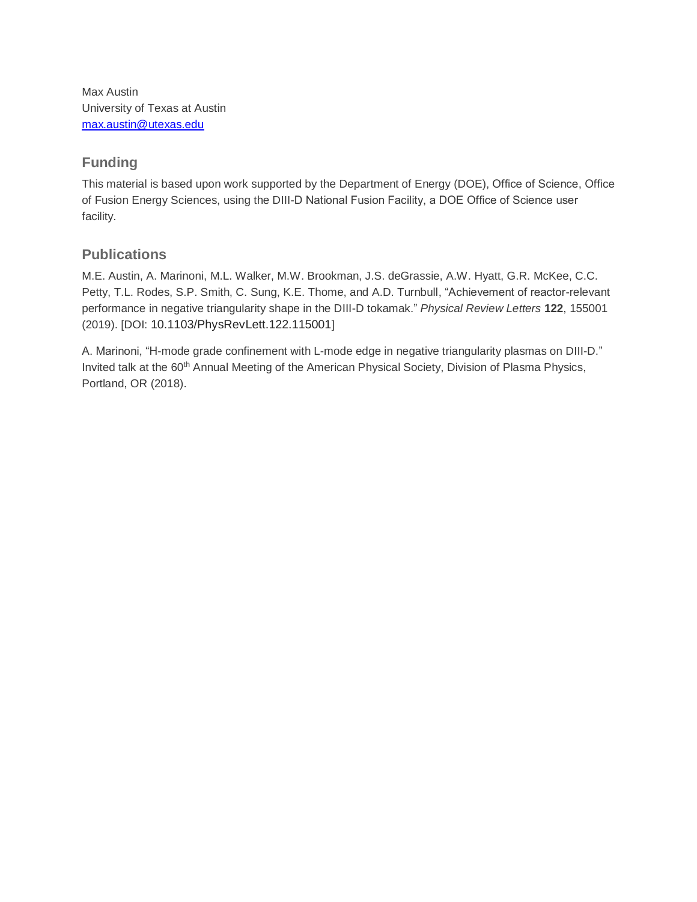Max Austin
University of Texas at Austin
max.austin@utexas.edu

## Funding

This material is based upon work supported by the Department of Energy (DOE), Office of Science, Office of Fusion Energy Sciences, using the DIII-D National Fusion Facility, a DOE Office of Science user facility.

## Publications

M.E. Austin, A. Marinoni, M.L. Walker, M.W. Brookman, J.S. deGrassie, A.W. Hyatt, G.R. McKee, C.C. Petty, T.L. Rodes, S.P. Smith, C. Sung, K.E. Thome, and A.D. Turnbull, "Achievement of reactor-relevant performance in negative triangularity shape in the DIII-D tokamak." *Physical Review Letters* **122**, 155001 (2019). [DOI: 10.1103/PhysRevLett.122.115001]

A. Marinoni, "H-mode grade confinement with L-mode edge in negative triangularity plasmas on DIII-D." Invited talk at the 60th Annual Meeting of the American Physical Society, Division of Plasma Physics, Portland, OR (2018).